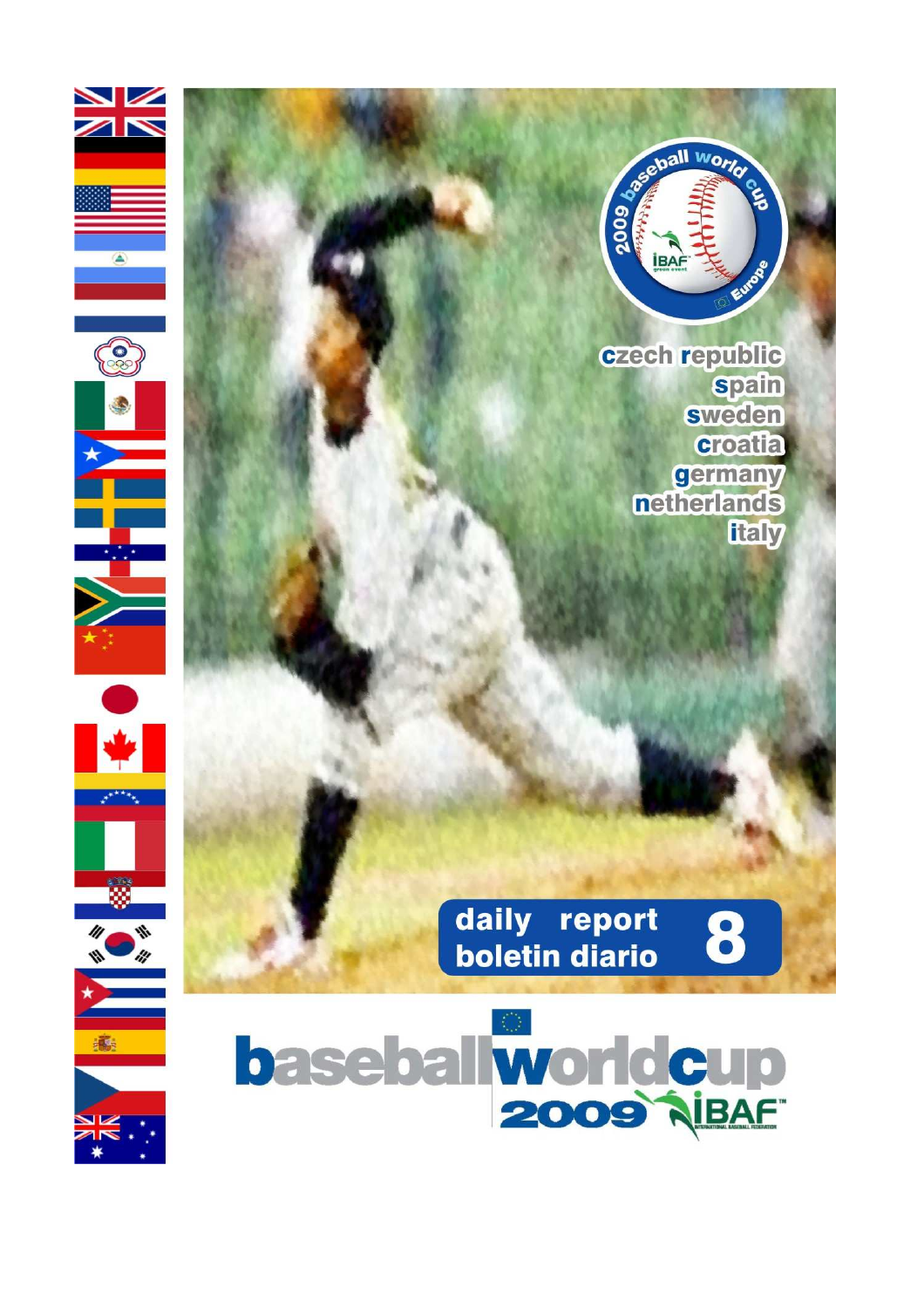czech republic
spain
sweden
croatia
germany
netherlands
italy

daily report
boletin diario
8

# baseballworldcup 2009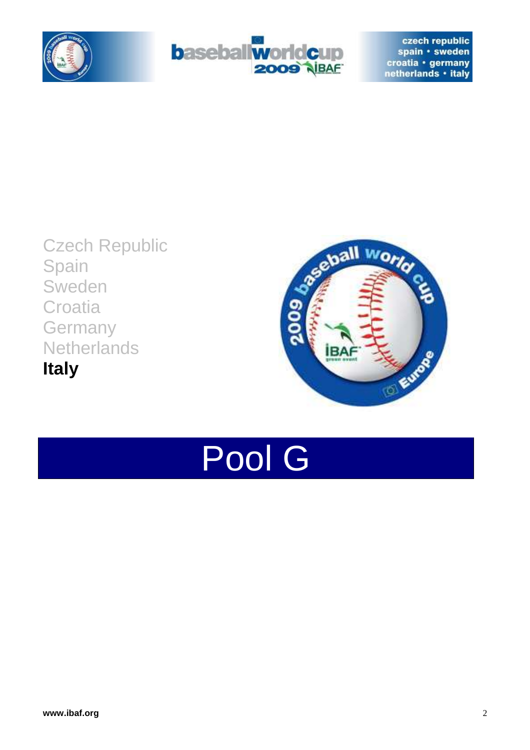Czech Republic
Spain
Sweden
Croatia
Germany
Netherlands
**Italy**

# Pool G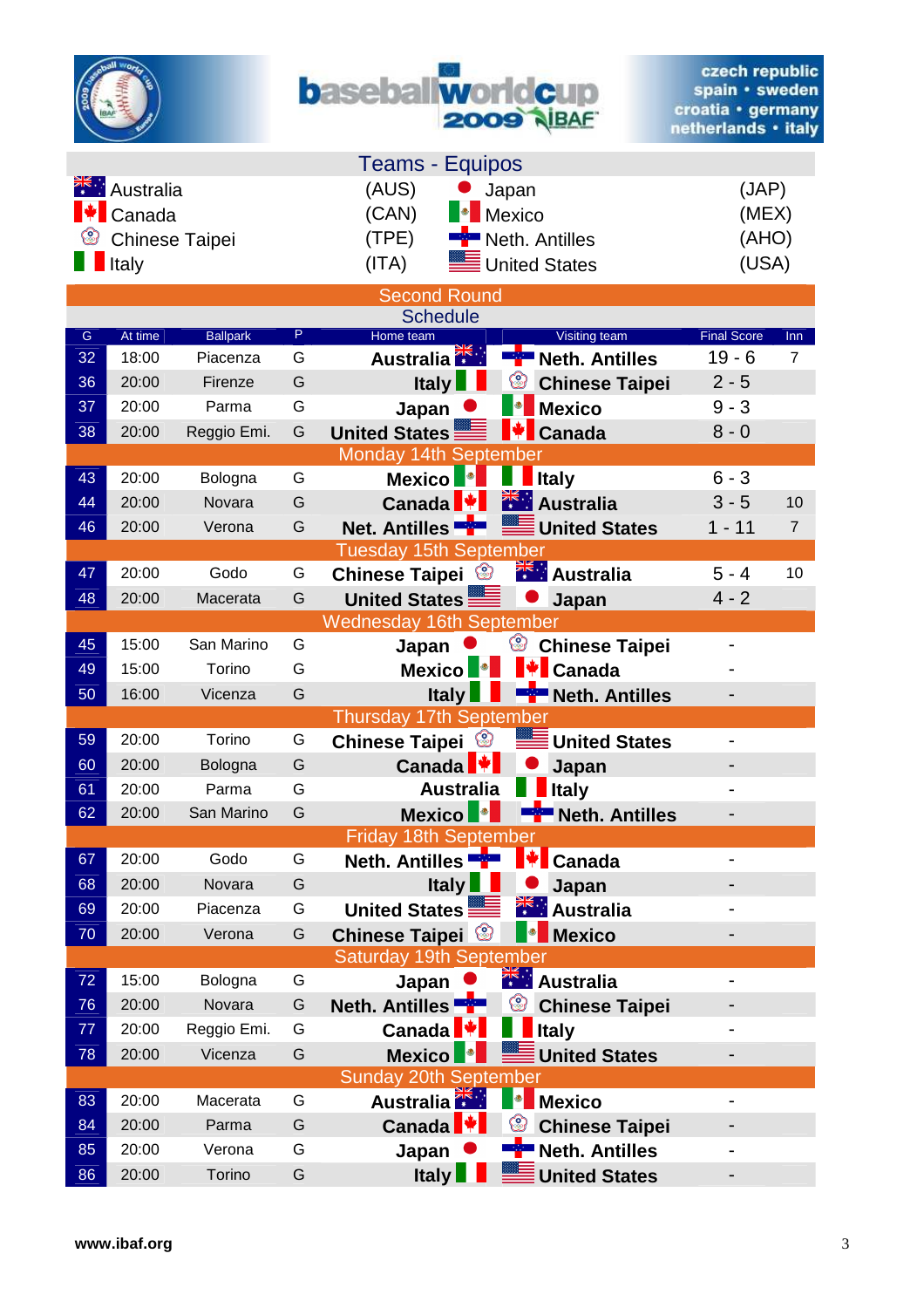baseballworldcup 2009 IBAF

czech republic spain • sweden croatia • germany netherlands • italy

## Teams - Equipos

| Team | Code | Team | Code |
|---|---|---|---|
| Australia | (AUS) | Japan | (JAP) |
| Canada | (CAN) | Mexico | (MEX) |
| Chinese Taipei | (TPE) | Neth. Antilles | (AHO) |
| Italy | (ITA) | United States | (USA) |

## Second Round

### Schedule

| G | At time | Ballpark | P | Home team | Visiting team | Final Score | Inn |
|---|---|---|---|---|---|---|---|
| 32 | 18:00 | Piacenza | G | Australia | Neth. Antilles | 19 - 6 | 7 |
| 36 | 20:00 | Firenze | G | Italy | Chinese Taipei | 2 - 5 | |
| 37 | 20:00 | Parma | G | Japan | Mexico | 9 - 3 | |
| 38 | 20:00 | Reggio Emi. | G | United States | Canada | 8 - 0 | |
| **Monday 14th September** | | | | | | | |
| 43 | 20:00 | Bologna | G | Mexico | Italy | 6 - 3 | |
| 44 | 20:00 | Novara | G | Canada | Australia | 3 - 5 | 10 |
| 46 | 20:00 | Verona | G | Net. Antilles | United States | 1 - 11 | 7 |
| **Tuesday 15th September** | | | | | | | |
| 47 | 20:00 | Godo | G | Chinese Taipei | Australia | 5 - 4 | 10 |
| 48 | 20:00 | Macerata | G | United States | Japan | 4 - 2 | |
| **Wednesday 16th September** | | | | | | | |
| 45 | 15:00 | San Marino | G | Japan | Chinese Taipei | - | |
| 49 | 15:00 | Torino | G | Mexico | Canada | - | |
| 50 | 16:00 | Vicenza | G | Italy | Neth. Antilles | - | |
| **Thursday 17th September** | | | | | | | |
| 59 | 20:00 | Torino | G | Chinese Taipei | United States | - | |
| 60 | 20:00 | Bologna | G | Canada | Japan | - | |
| 61 | 20:00 | Parma | G | Australia | Italy | - | |
| 62 | 20:00 | San Marino | G | Mexico | Neth. Antilles | - | |
| **Friday 18th September** | | | | | | | |
| 67 | 20:00 | Godo | G | Neth. Antilles | Canada | - | |
| 68 | 20:00 | Novara | G | Italy | Japan | - | |
| 69 | 20:00 | Piacenza | G | United States | Australia | - | |
| 70 | 20:00 | Verona | G | Chinese Taipei | Mexico | - | |
| **Saturday 19th September** | | | | | | | |
| 72 | 15:00 | Bologna | G | Japan | Australia | - | |
| 76 | 20:00 | Novara | G | Neth. Antilles | Chinese Taipei | - | |
| 77 | 20:00 | Reggio Emi. | G | Canada | Italy | - | |
| 78 | 20:00 | Vicenza | G | Mexico | United States | - | |
| **Sunday 20th September** | | | | | | | |
| 83 | 20:00 | Macerata | G | Australia | Mexico | - | |
| 84 | 20:00 | Parma | G | Canada | Chinese Taipei | - | |
| 85 | 20:00 | Verona | G | Japan | Neth. Antilles | - | |
| 86 | 20:00 | Torino | G | Italy | United States | - | |

www.ibaf.org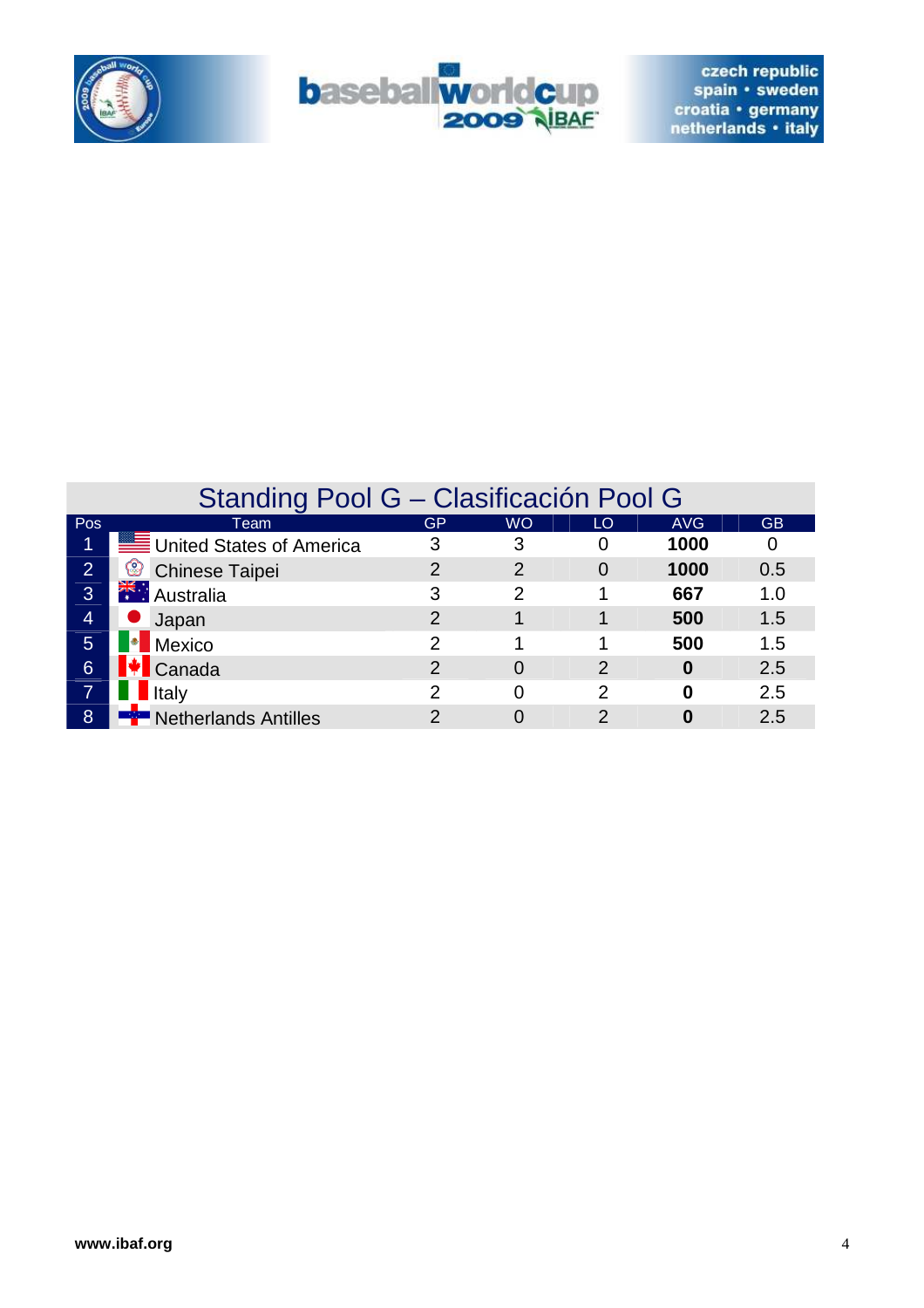## Standing Pool G – Clasificación Pool G

| Pos | Team | GP | WO | LO | AVG | GB |
|---|---|---|---|---|---|---|
| 1 | United States of America | 3 | 3 | 0 | **1000** | 0 |
| 2 | Chinese Taipei | 2 | 2 | 0 | **1000** | 0.5 |
| 3 | Australia | 3 | 2 | 1 | **667** | 1.0 |
| 4 | Japan | 2 | 1 | 1 | **500** | 1.5 |
| 5 | Mexico | 2 | 1 | 1 | **500** | 1.5 |
| 6 | Canada | 2 | 0 | 2 | **0** | 2.5 |
| 7 | Italy | 2 | 0 | 2 | **0** | 2.5 |
| 8 | Netherlands Antilles | 2 | 0 | 2 | **0** | 2.5 |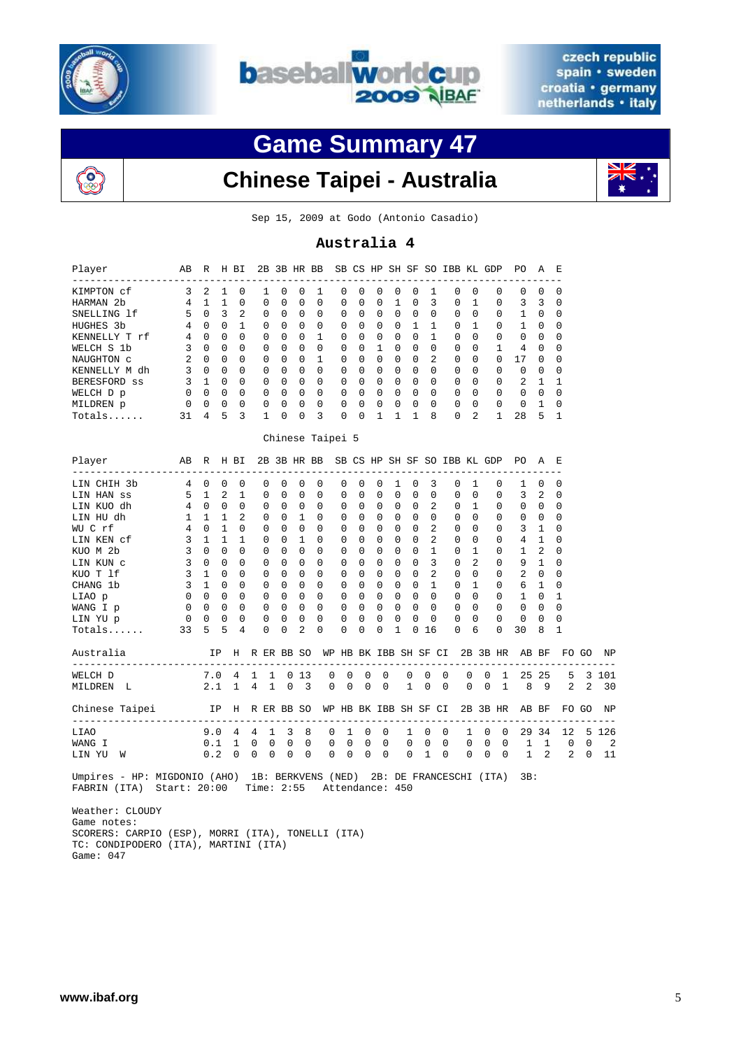czech republic
spain • sweden
croatia • germany
netherlands • italy

# Game Summary 47

## Chinese Taipei - Australia

Sep 15, 2009 at Godo (Antonio Casadio)

### Australia 4

| Player | AB | R | H | BI | 2B | 3B | HR | BB | SB | CS | HP | SH | SF | SO | IBB | KL | GDP | PO | A | E |
|---|---|---|---|---|---|---|---|---|---|---|---|---|---|---|---|---|---|---|---|---|
| KIMPTON cf | 3 | 2 | 1 | 0 | 1 | 0 | 0 | 1 | 0 | 0 | 0 | 0 | 0 | 1 | 0 | 0 | 0 | 0 | 0 | 0 |
| HARMAN 2b | 4 | 1 | 1 | 0 | 0 | 0 | 0 | 0 | 0 | 0 | 0 | 1 | 0 | 3 | 0 | 1 | 0 | 3 | 3 | 0 |
| SNELLING lf | 5 | 0 | 3 | 2 | 0 | 0 | 0 | 0 | 0 | 0 | 0 | 0 | 0 | 0 | 0 | 0 | 0 | 1 | 0 | 0 |
| HUGHES 3b | 4 | 0 | 0 | 1 | 0 | 0 | 0 | 0 | 0 | 0 | 0 | 0 | 1 | 1 | 0 | 1 | 0 | 1 | 0 | 0 |
| KENNELLY T rf | 4 | 0 | 0 | 0 | 0 | 0 | 0 | 1 | 0 | 0 | 0 | 0 | 0 | 1 | 0 | 0 | 0 | 0 | 0 | 0 |
| WELCH S 1b | 3 | 0 | 0 | 0 | 0 | 0 | 0 | 0 | 0 | 0 | 1 | 0 | 0 | 0 | 0 | 0 | 1 | 4 | 0 | 0 |
| NAUGHTON c | 2 | 0 | 0 | 0 | 0 | 0 | 0 | 1 | 0 | 0 | 0 | 0 | 0 | 2 | 0 | 0 | 0 | 17 | 0 | 0 |
| KENNELLY M dh | 3 | 0 | 0 | 0 | 0 | 0 | 0 | 0 | 0 | 0 | 0 | 0 | 0 | 0 | 0 | 0 | 0 | 0 | 0 | 0 |
| BERESFORD ss | 3 | 1 | 0 | 0 | 0 | 0 | 0 | 0 | 0 | 0 | 0 | 0 | 0 | 0 | 0 | 0 | 0 | 2 | 1 | 1 |
| WELCH D p | 0 | 0 | 0 | 0 | 0 | 0 | 0 | 0 | 0 | 0 | 0 | 0 | 0 | 0 | 0 | 0 | 0 | 0 | 0 | 0 |
| MILDREN p | 0 | 0 | 0 | 0 | 0 | 0 | 0 | 0 | 0 | 0 | 0 | 0 | 0 | 0 | 0 | 0 | 0 | 0 | 1 | 0 |
| Totals...... | 31 | 4 | 5 | 3 | 1 | 0 | 0 | 3 | 0 | 0 | 1 | 1 | 1 | 8 | 0 | 2 | 1 | 28 | 5 | 1 |

### Chinese Taipei 5

| Player | AB | R | H | BI | 2B | 3B | HR | BB | SB | CS | HP | SH | SF | SO | IBB | KL | GDP | PO | A | E |
|---|---|---|---|---|---|---|---|---|---|---|---|---|---|---|---|---|---|---|---|---|
| LIN CHIH 3b | 4 | 0 | 0 | 0 | 0 | 0 | 0 | 0 | 0 | 0 | 0 | 1 | 0 | 3 | 0 | 1 | 0 | 1 | 0 | 0 |
| LIN HAN ss | 5 | 1 | 2 | 1 | 0 | 0 | 0 | 0 | 0 | 0 | 0 | 0 | 0 | 0 | 0 | 0 | 0 | 3 | 2 | 0 |
| LIN KUO dh | 4 | 0 | 0 | 0 | 0 | 0 | 0 | 0 | 0 | 0 | 0 | 0 | 0 | 2 | 0 | 1 | 0 | 0 | 0 | 0 |
| LIN HU dh | 1 | 1 | 1 | 2 | 0 | 0 | 1 | 0 | 0 | 0 | 0 | 0 | 0 | 0 | 0 | 0 | 0 | 0 | 0 | 0 |
| WU C rf | 4 | 0 | 1 | 0 | 0 | 0 | 0 | 0 | 0 | 0 | 0 | 0 | 0 | 2 | 0 | 0 | 0 | 3 | 1 | 0 |
| LIN KEN cf | 3 | 1 | 1 | 1 | 0 | 0 | 1 | 0 | 0 | 0 | 0 | 0 | 0 | 2 | 0 | 0 | 0 | 4 | 1 | 0 |
| KUO M 2b | 3 | 0 | 0 | 0 | 0 | 0 | 0 | 0 | 0 | 0 | 0 | 0 | 0 | 1 | 0 | 1 | 0 | 1 | 2 | 0 |
| LIN KUN c | 3 | 0 | 0 | 0 | 0 | 0 | 0 | 0 | 0 | 0 | 0 | 0 | 0 | 3 | 0 | 2 | 0 | 9 | 1 | 0 |
| KUO T lf | 3 | 1 | 0 | 0 | 0 | 0 | 0 | 0 | 0 | 0 | 0 | 0 | 0 | 2 | 0 | 0 | 0 | 2 | 0 | 0 |
| CHANG 1b | 3 | 1 | 0 | 0 | 0 | 0 | 0 | 0 | 0 | 0 | 0 | 0 | 0 | 1 | 0 | 1 | 0 | 6 | 1 | 0 |
| LIAO p | 0 | 0 | 0 | 0 | 0 | 0 | 0 | 0 | 0 | 0 | 0 | 0 | 0 | 0 | 0 | 0 | 0 | 1 | 0 | 1 |
| WANG I p | 0 | 0 | 0 | 0 | 0 | 0 | 0 | 0 | 0 | 0 | 0 | 0 | 0 | 0 | 0 | 0 | 0 | 0 | 0 | 0 |
| LIN YU p | 0 | 0 | 0 | 0 | 0 | 0 | 0 | 0 | 0 | 0 | 0 | 0 | 0 | 0 | 0 | 0 | 0 | 0 | 0 | 0 |
| Totals...... | 33 | 5 | 5 | 4 | 0 | 0 | 2 | 0 | 0 | 0 | 0 | 1 | 0 | 16 | 0 | 6 | 0 | 30 | 8 | 1 |

| Australia | IP | H | R | ER | BB | SO | WP | HB | BK | IBB | SH | SF | CI | 2B | 3B | HR | AB | BF | FO | GO | NP |
|---|---|---|---|---|---|---|---|---|---|---|---|---|---|---|---|---|---|---|---|---|---|
| WELCH D | 7.0 | 4 | 1 | 1 | 0 | 13 | 0 | 0 | 0 | 0 | 0 | 0 | 0 | 0 | 0 | 1 | 25 | 25 | 5 | 3 | 101 |
| MILDREN L | 2.1 | 1 | 4 | 1 | 0 | 3 | 0 | 0 | 0 | 0 | 1 | 0 | 0 | 0 | 0 | 1 | 8 | 9 | 2 | 2 | 30 |

| Chinese Taipei | IP | H | R | ER | BB | SO | WP | HB | BK | IBB | SH | SF | CI | 2B | 3B | HR | AB | BF | FO | GO | NP |
|---|---|---|---|---|---|---|---|---|---|---|---|---|---|---|---|---|---|---|---|---|---|
| LIAO | 9.0 | 4 | 4 | 1 | 3 | 8 | 0 | 1 | 0 | 0 | 1 | 0 | 0 | 1 | 0 | 0 | 29 | 34 | 12 | 5 | 126 |
| WANG I | 0.1 | 1 | 0 | 0 | 0 | 0 | 0 | 0 | 0 | 0 | 0 | 0 | 0 | 0 | 0 | 0 | 1 | 1 | 0 | 0 | 2 |
| LIN YU W | 0.2 | 0 | 0 | 0 | 0 | 0 | 0 | 0 | 0 | 0 | 0 | 1 | 0 | 0 | 0 | 0 | 1 | 2 | 2 | 0 | 11 |

Umpires - HP: MIGDONIO (AHO) 1B: BERKVENS (NED) 2B: DE FRANCESCHI (ITA) 3B: FABRIN (ITA) Start: 20:00 Time: 2:55 Attendance: 450

Weather: CLOUDY
Game notes:
SCORERS: CARPIO (ESP), MORRI (ITA), TONELLI (ITA)
TC: CONDIPODERO (ITA), MARTINI (ITA)
Game: 047

www.ibaf.org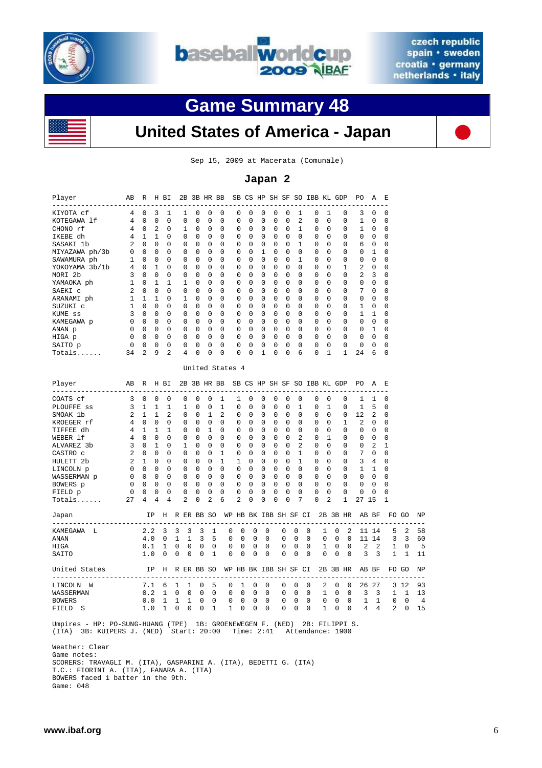# Game Summary 48

## United States of America - Japan

Sep 15, 2009 at Macerata (Comunale)

### Japan 2

| Player | AB | R | H | BI | 2B | 3B | HR | BB | SB | CS | HP | SH | SF | SO | IBB | KL | GDP | PO | A | E |
|---|---|---|---|---|---|---|---|---|---|---|---|---|---|---|---|---|---|---|---|---|
| KIYOTA cf | 4 | 0 | 3 | 1 | 1 | 0 | 0 | 0 | 0 | 0 | 0 | 0 | 0 | 1 | 0 | 1 | 0 | 3 | 0 | 0 |
| KOTEGAWA lf | 4 | 0 | 0 | 0 | 0 | 0 | 0 | 0 | 0 | 0 | 0 | 0 | 0 | 2 | 0 | 0 | 0 | 1 | 0 | 0 |
| CHONO rf | 4 | 0 | 2 | 0 | 1 | 0 | 0 | 0 | 0 | 0 | 0 | 0 | 0 | 1 | 0 | 0 | 0 | 1 | 0 | 0 |
| IKEBE dh | 4 | 1 | 1 | 0 | 0 | 0 | 0 | 0 | 0 | 0 | 0 | 0 | 0 | 0 | 0 | 0 | 0 | 0 | 0 | 0 |
| SASAKI 1b | 2 | 0 | 0 | 0 | 0 | 0 | 0 | 0 | 0 | 0 | 0 | 0 | 0 | 1 | 0 | 0 | 0 | 6 | 0 | 0 |
| MIYAZAWA ph/3b | 0 | 0 | 0 | 0 | 0 | 0 | 0 | 0 | 0 | 0 | 1 | 0 | 0 | 0 | 0 | 0 | 0 | 0 | 1 | 0 |
| SAWAMURA ph | 1 | 0 | 0 | 0 | 0 | 0 | 0 | 0 | 0 | 0 | 0 | 0 | 0 | 1 | 0 | 0 | 0 | 0 | 0 | 0 |
| YOKOYAMA 3b/1b | 4 | 0 | 1 | 0 | 0 | 0 | 0 | 0 | 0 | 0 | 0 | 0 | 0 | 0 | 0 | 0 | 1 | 2 | 0 | 0 |
| MORI 2b | 3 | 0 | 0 | 0 | 0 | 0 | 0 | 0 | 0 | 0 | 0 | 0 | 0 | 0 | 0 | 0 | 0 | 2 | 3 | 0 |
| YAMAOKA ph | 1 | 0 | 1 | 1 | 1 | 0 | 0 | 0 | 0 | 0 | 0 | 0 | 0 | 0 | 0 | 0 | 0 | 0 | 0 | 0 |
| SAEKI c | 2 | 0 | 0 | 0 | 0 | 0 | 0 | 0 | 0 | 0 | 0 | 0 | 0 | 0 | 0 | 0 | 0 | 7 | 0 | 0 |
| ARANAMI ph | 1 | 1 | 1 | 0 | 1 | 0 | 0 | 0 | 0 | 0 | 0 | 0 | 0 | 0 | 0 | 0 | 0 | 0 | 0 | 0 |
| SUZUKI c | 1 | 0 | 0 | 0 | 0 | 0 | 0 | 0 | 0 | 0 | 0 | 0 | 0 | 0 | 0 | 0 | 0 | 1 | 0 | 0 |
| KUME ss | 3 | 0 | 0 | 0 | 0 | 0 | 0 | 0 | 0 | 0 | 0 | 0 | 0 | 0 | 0 | 0 | 0 | 1 | 1 | 0 |
| KAMEGAWA p | 0 | 0 | 0 | 0 | 0 | 0 | 0 | 0 | 0 | 0 | 0 | 0 | 0 | 0 | 0 | 0 | 0 | 0 | 0 | 0 |
| ANAN p | 0 | 0 | 0 | 0 | 0 | 0 | 0 | 0 | 0 | 0 | 0 | 0 | 0 | 0 | 0 | 0 | 0 | 0 | 1 | 0 |
| HIGA p | 0 | 0 | 0 | 0 | 0 | 0 | 0 | 0 | 0 | 0 | 0 | 0 | 0 | 0 | 0 | 0 | 0 | 0 | 0 | 0 |
| SAITO p | 0 | 0 | 0 | 0 | 0 | 0 | 0 | 0 | 0 | 0 | 0 | 0 | 0 | 0 | 0 | 0 | 0 | 0 | 0 | 0 |
| Totals...... | 34 | 2 | 9 | 2 | 4 | 0 | 0 | 0 | 0 | 0 | 1 | 0 | 0 | 6 | 0 | 1 | 1 | 24 | 6 | 0 |

### United States 4

| Player | AB | R | H | BI | 2B | 3B | HR | BB | SB | CS | HP | SH | SF | SO | IBB | KL | GDP | PO | A | E |
|---|---|---|---|---|---|---|---|---|---|---|---|---|---|---|---|---|---|---|---|---|
| COATS cf | 3 | 0 | 0 | 0 | 0 | 0 | 0 | 1 | 1 | 0 | 0 | 0 | 0 | 0 | 0 | 0 | 0 | 1 | 1 | 0 |
| PLOUFFE ss | 3 | 1 | 1 | 1 | 1 | 0 | 0 | 1 | 0 | 0 | 0 | 0 | 0 | 1 | 0 | 1 | 0 | 1 | 5 | 0 |
| SMOAK 1b | 2 | 1 | 1 | 2 | 0 | 0 | 1 | 2 | 0 | 0 | 0 | 0 | 0 | 0 | 0 | 0 | 0 | 12 | 2 | 0 |
| KROEGER rf | 4 | 0 | 0 | 0 | 0 | 0 | 0 | 0 | 0 | 0 | 0 | 0 | 0 | 0 | 0 | 0 | 1 | 2 | 0 | 0 |
| TIFFEE dh | 4 | 1 | 1 | 1 | 0 | 0 | 1 | 0 | 0 | 0 | 0 | 0 | 0 | 0 | 0 | 0 | 0 | 0 | 0 | 0 |
| WEBER lf | 4 | 0 | 0 | 0 | 0 | 0 | 0 | 0 | 0 | 0 | 0 | 0 | 0 | 2 | 0 | 1 | 0 | 0 | 0 | 0 |
| ALVAREZ 3b | 3 | 0 | 1 | 0 | 1 | 0 | 0 | 0 | 0 | 0 | 0 | 0 | 0 | 2 | 0 | 0 | 0 | 0 | 2 | 1 |
| CASTRO c | 2 | 0 | 0 | 0 | 0 | 0 | 0 | 1 | 0 | 0 | 0 | 0 | 0 | 1 | 0 | 0 | 0 | 7 | 0 | 0 |
| HULETT 2b | 2 | 1 | 0 | 0 | 0 | 0 | 0 | 1 | 1 | 0 | 0 | 0 | 0 | 1 | 0 | 0 | 0 | 3 | 4 | 0 |
| LINCOLN p | 0 | 0 | 0 | 0 | 0 | 0 | 0 | 0 | 0 | 0 | 0 | 0 | 0 | 0 | 0 | 0 | 0 | 1 | 1 | 0 |
| WASSERMAN p | 0 | 0 | 0 | 0 | 0 | 0 | 0 | 0 | 0 | 0 | 0 | 0 | 0 | 0 | 0 | 0 | 0 | 0 | 0 | 0 |
| BOWERS p | 0 | 0 | 0 | 0 | 0 | 0 | 0 | 0 | 0 | 0 | 0 | 0 | 0 | 0 | 0 | 0 | 0 | 0 | 0 | 0 |
| FIELD p | 0 | 0 | 0 | 0 | 0 | 0 | 0 | 0 | 0 | 0 | 0 | 0 | 0 | 0 | 0 | 0 | 0 | 0 | 0 | 0 |
| Totals...... | 27 | 4 | 4 | 4 | 2 | 0 | 2 | 6 | 2 | 0 | 0 | 0 | 0 | 7 | 0 | 2 | 1 | 27 | 15 | 1 |

| Japan | IP | H | R | ER | BB | SO | WP | HB | BK | IBB | SH | SF | CI | 2B | 3B | HR | AB | BF | FO | GO | NP |
|---|---|---|---|---|---|---|---|---|---|---|---|---|---|---|---|---|---|---|---|---|---|
| KAMEGAWA L | 2.2 | 3 | 3 | 3 | 3 | 1 | 0 | 0 | 0 | 0 | 0 | 0 | 0 | 1 | 0 | 2 | 11 | 14 | 5 | 2 | 58 |
| ANAN | 4.0 | 0 | 1 | 1 | 3 | 5 | 0 | 0 | 0 | 0 | 0 | 0 | 0 | 0 | 0 | 0 | 11 | 14 | 3 | 3 | 60 |
| HIGA | 0.1 | 1 | 0 | 0 | 0 | 0 | 0 | 0 | 0 | 0 | 0 | 0 | 0 | 1 | 0 | 0 | 2 | 2 | 1 | 0 | 5 |
| SAITO | 1.0 | 0 | 0 | 0 | 0 | 1 | 0 | 0 | 0 | 0 | 0 | 0 | 0 | 0 | 0 | 0 | 3 | 3 | 1 | 1 | 11 |

| United States | IP | H | R | ER | BB | SO | WP | HB | BK | IBB | SH | SF | CI | 2B | 3B | HR | AB | BF | FO | GO | NP |
|---|---|---|---|---|---|---|---|---|---|---|---|---|---|---|---|---|---|---|---|---|---|
| LINCOLN W | 7.1 | 6 | 1 | 1 | 0 | 5 | 0 | 1 | 0 | 0 | 0 | 0 | 0 | 2 | 0 | 0 | 26 | 27 | 3 | 12 | 93 |
| WASSERMAN | 0.2 | 1 | 0 | 0 | 0 | 0 | 0 | 0 | 0 | 0 | 0 | 0 | 0 | 1 | 0 | 0 | 3 | 3 | 1 | 1 | 13 |
| BOWERS | 0.0 | 1 | 1 | 1 | 0 | 0 | 0 | 0 | 0 | 0 | 0 | 0 | 0 | 0 | 0 | 0 | 1 | 1 | 0 | 0 | 4 |
| FIELD S | 1.0 | 1 | 0 | 0 | 0 | 1 | 1 | 0 | 0 | 0 | 0 | 0 | 0 | 1 | 0 | 0 | 4 | 4 | 2 | 0 | 15 |

Umpires - HP: PO-SUNG-HUANG (TPE) 1B: GROENEWEGEN F. (NED) 2B: FILIPPI S. (ITA) 3B: KUIPERS J. (NED) Start: 20:00 Time: 2:41 Attendance: 1900

Weather: Clear
Game notes:
SCORERS: TRAVAGLI M. (ITA), GASPARINI A. (ITA), BEDETTI G. (ITA)
T.C.: FIORINI A. (ITA), FANARA A. (ITA)
BOWERS faced 1 batter in the 9th.
Game: 048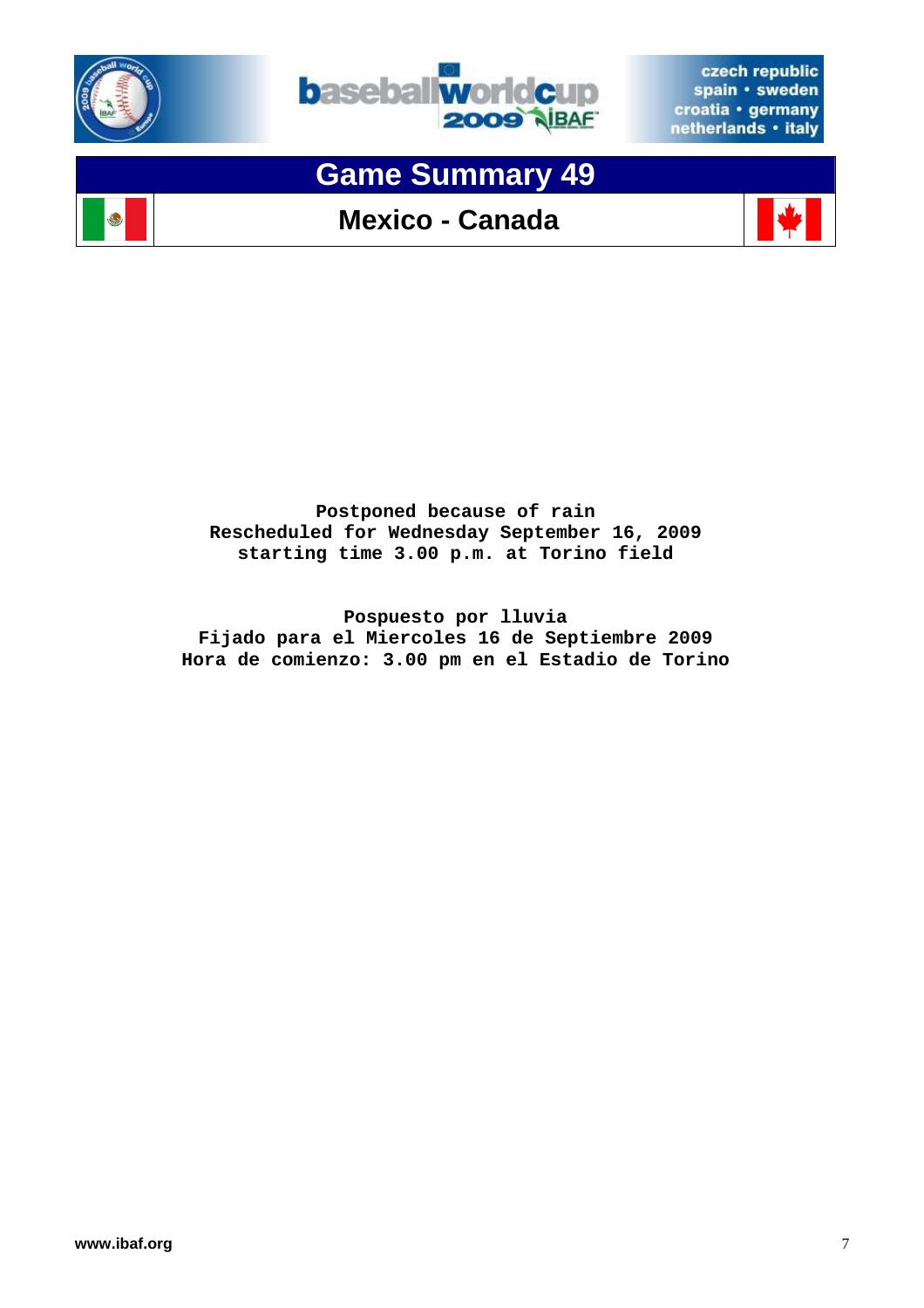# Game Summary 49

## Mexico - Canada

**Postponed because of rain**
**Rescheduled for Wednesday September 16, 2009**
**starting time 3.00 p.m. at Torino field**

**Pospuesto por lluvia**
**Fijado para el Miercoles 16 de Septiembre 2009**
**Hora de comienzo: 3.00 pm en el Estadio de Torino**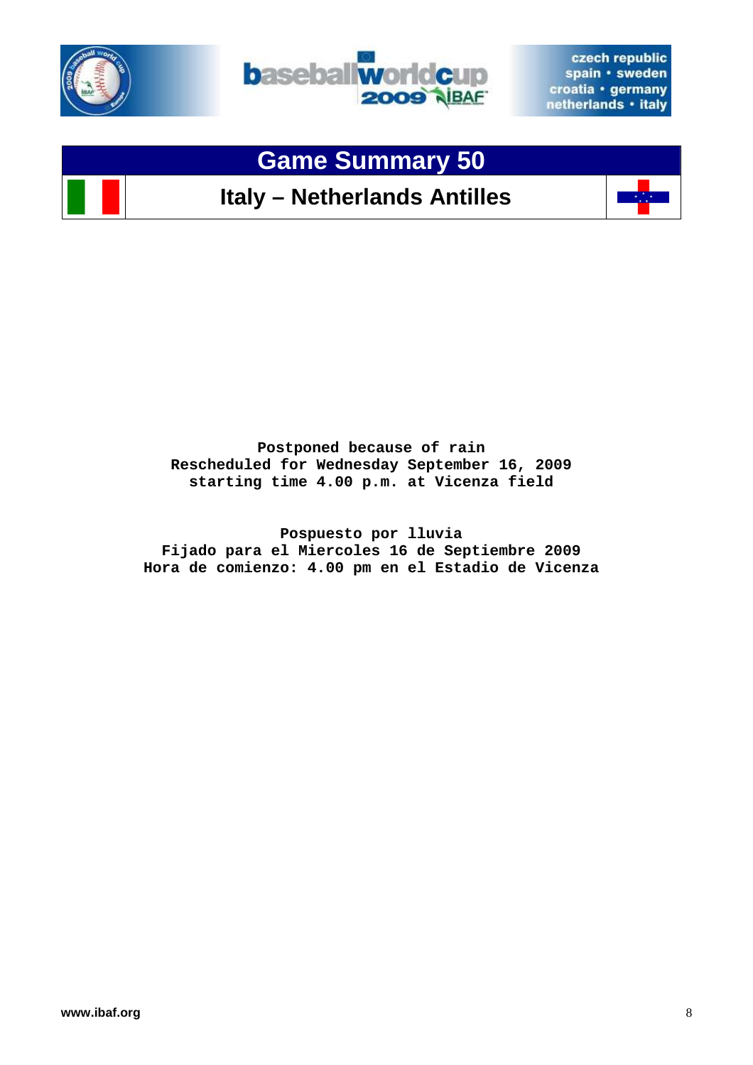# Game Summary 50

## Italy – Netherlands Antilles

**Postponed because of rain**
**Rescheduled for Wednesday September 16, 2009**
**starting time 4.00 p.m. at Vicenza field**

**Pospuesto por lluvia**
**Fijado para el Miercoles 16 de Septiembre 2009**
**Hora de comienzo: 4.00 pm en el Estadio de Vicenza**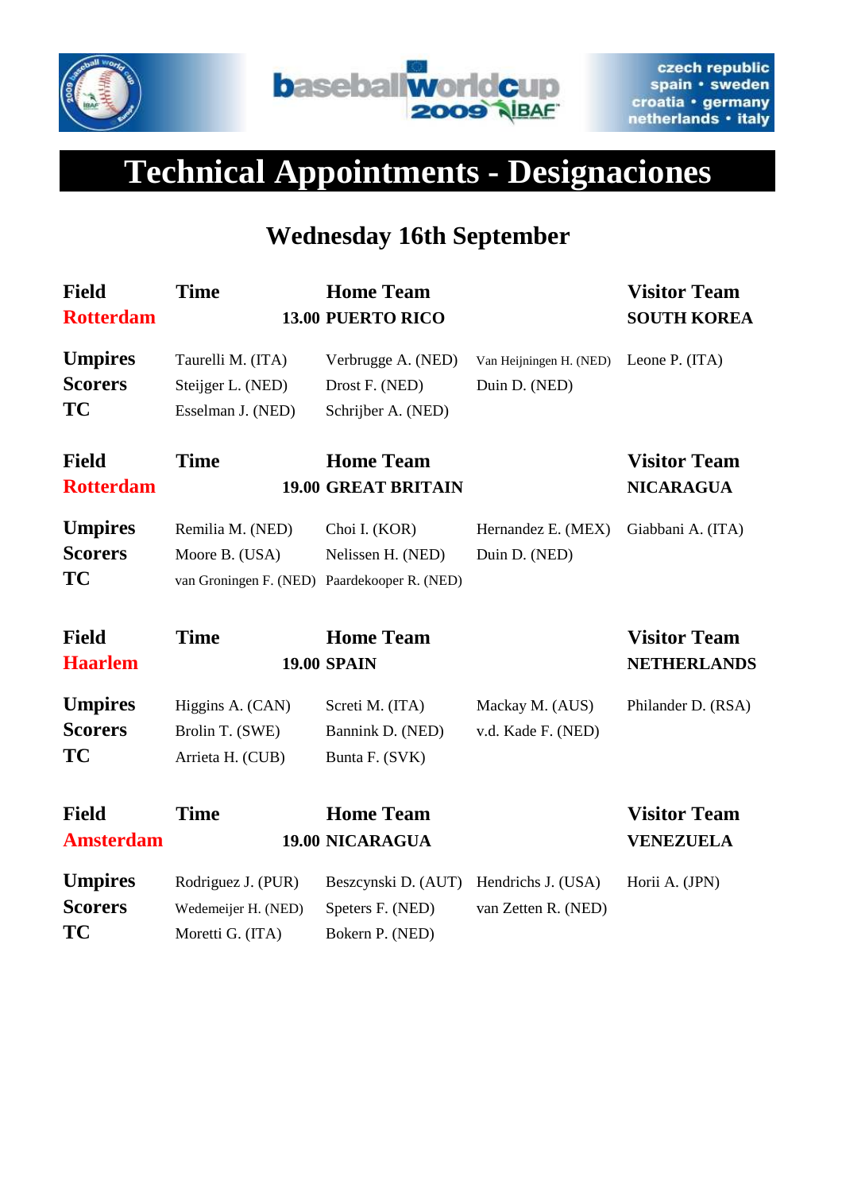# Technical Appointments - Designaciones

## Wednesday 16th September

| Field | Time | Home Team | | Visitor Team |
|---|---|---|---|---|
| **Rotterdam** | **13.00** | **PUERTO RICO** | | **SOUTH KOREA** |
| **Umpires** | Taurelli M. (ITA) | Verbrugge A. (NED) | Van Heijningen H. (NED) | Leone P. (ITA) |
| **Scorers** | Steijger L. (NED) | Drost F. (NED) | Duin D. (NED) | |
| **TC** | Esselman J. (NED) | Schrijber A. (NED) | | |

| Field | Time | Home Team | | Visitor Team |
|---|---|---|---|---|
| **Rotterdam** | **19.00** | **GREAT BRITAIN** | | **NICARAGUA** |
| **Umpires** | Remilia M. (NED) | Choi I. (KOR) | Hernandez E. (MEX) | Giabbani A. (ITA) |
| **Scorers** | Moore B. (USA) | Nelissen H. (NED) | Duin D. (NED) | |
| **TC** | van Groningen F. (NED) | Paardekooper R. (NED) | | |

| Field | Time | Home Team | | Visitor Team |
|---|---|---|---|---|
| **Haarlem** | **19.00** | **SPAIN** | | **NETHERLANDS** |
| **Umpires** | Higgins A. (CAN) | Screti M. (ITA) | Mackay M. (AUS) | Philander D. (RSA) |
| **Scorers** | Brolin T. (SWE) | Bannink D. (NED) | v.d. Kade F. (NED) | |
| **TC** | Arrieta H. (CUB) | Bunta F. (SVK) | | |

| Field | Time | Home Team | | Visitor Team |
|---|---|---|---|---|
| **Amsterdam** | **19.00** | **NICARAGUA** | | **VENEZUELA** |
| **Umpires** | Rodriguez J. (PUR) | Beszcynski D. (AUT) | Hendrichs J. (USA) | Horii A. (JPN) |
| **Scorers** | Wedemeijer H. (NED) | Speters F. (NED) | van Zetten R. (NED) | |
| **TC** | Moretti G. (ITA) | Bokern P. (NED) | | |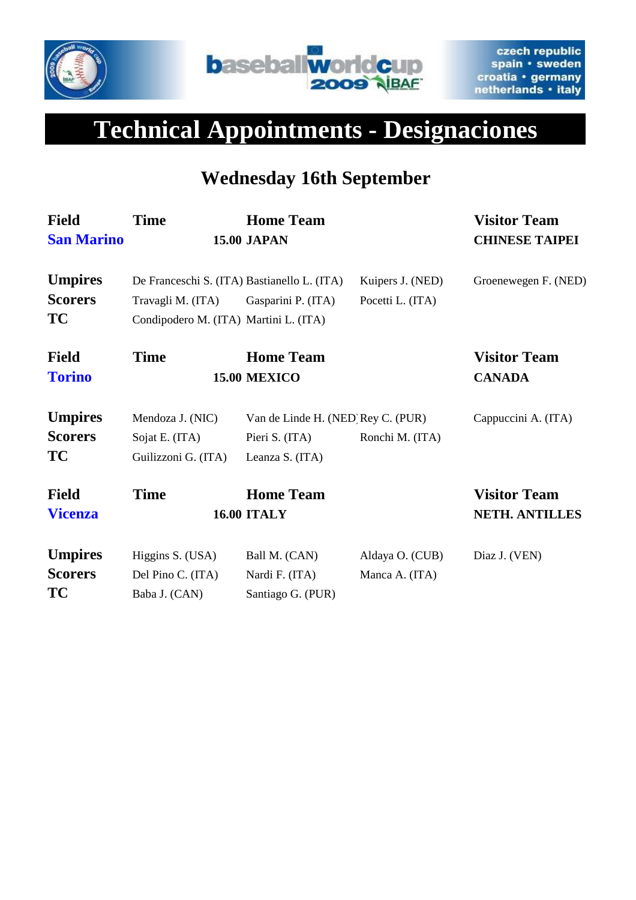# Technical Appointments - Designaciones

## Wednesday 16th September

| Field | Time | Home Team | | Visitor Team |
|---|---|---|---|---|
| San Marino | 15.00 | JAPAN | | CHINESE TAIPEI |
| Umpires | De Franceschi S. (ITA) | Bastianello L. (ITA) | Kuipers J. (NED) | Groenewegen F. (NED) |
| Scorers | Travagli M. (ITA) | Gasparini P. (ITA) | Pocetti L. (ITA) | |
| TC | Condipodero M. (ITA) | Martini L. (ITA) | | |

| Field | Time | Home Team | | Visitor Team |
|---|---|---|---|---|
| Torino | 15.00 | MEXICO | | CANADA |
| Umpires | Mendoza J. (NIC) | Van de Linde H. (NED) | Rey C. (PUR) | Cappuccini A. (ITA) |
| Scorers | Sojat E. (ITA) | Pieri S. (ITA) | Ronchi M. (ITA) | |
| TC | Guilizzoni G. (ITA) | Leanza S. (ITA) | | |

| Field | Time | Home Team | | Visitor Team |
|---|---|---|---|---|
| Vicenza | 16.00 | ITALY | | NETH. ANTILLES |
| Umpires | Higgins S. (USA) | Ball M. (CAN) | Aldaya O. (CUB) | Diaz J. (VEN) |
| Scorers | Del Pino C. (ITA) | Nardi F. (ITA) | Manca A. (ITA) | |
| TC | Baba J. (CAN) | Santiago G. (PUR) | | |